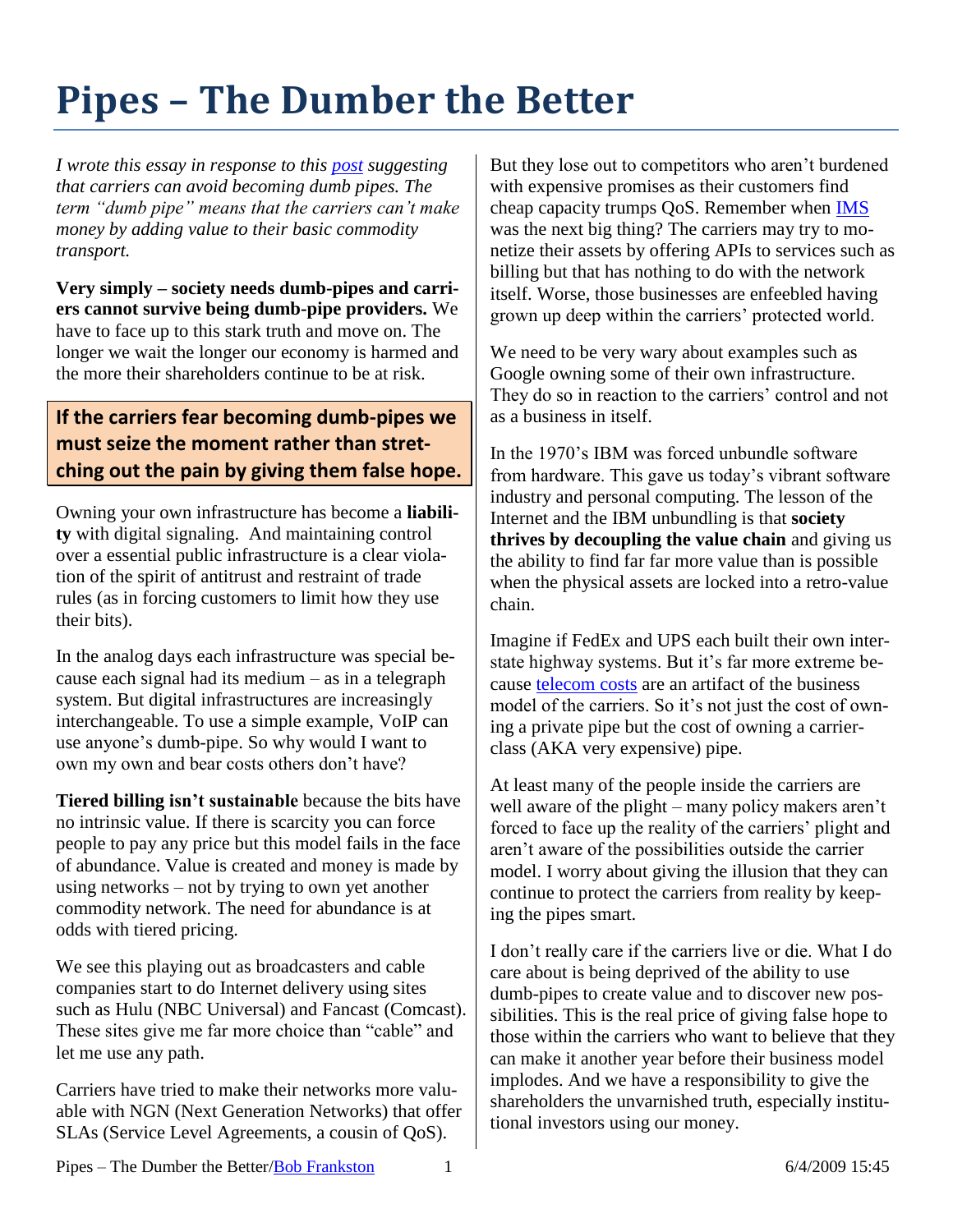# Pipes – The Dumber the Better

*I wrote this essay in response to this post suggesting that carriers can avoid becoming dumb pipes. The term "dumb pipe" means that the carriers can't make money by adding value to their basic commodity transport.*

**Very simply – society needs dumb-pipes and carriers cannot survive being dumb-pipe providers.** We have to face up to this stark truth and move on. The longer we wait the longer our economy is harmed and the more their shareholders continue to be at risk.

**If the carriers fear becoming dumb-pipes we must seize the moment rather than stretching out the pain by giving them false hope.**

Owning your own infrastructure has become a **liability** with digital signaling. And maintaining control over a essential public infrastructure is a clear violation of the spirit of antitrust and restraint of trade rules (as in forcing customers to limit how they use their bits).

In the analog days each infrastructure was special because each signal had its medium – as in a telegraph system. But digital infrastructures are increasingly interchangeable. To use a simple example, VoIP can use anyone's dumb-pipe. So why would I want to own my own and bear costs others don't have?

**Tiered billing isn't sustainable** because the bits have no intrinsic value. If there is scarcity you can force people to pay any price but this model fails in the face of abundance. Value is created and money is made by using networks – not by trying to own yet another commodity network. The need for abundance is at odds with tiered pricing.

We see this playing out as broadcasters and cable companies start to do Internet delivery using sites such as Hulu (NBC Universal) and Fancast (Comcast). These sites give me far more choice than "cable" and let me use any path.

Carriers have tried to make their networks more valuable with NGN (Next Generation Networks) that offer SLAs (Service Level Agreements, a cousin of QoS). But they lose out to competitors who aren't burdened with expensive promises as their customers find cheap capacity trumps QoS. Remember when IMS was the next big thing? The carriers may try to monetize their assets by offering APIs to services such as billing but that has nothing to do with the network itself. Worse, those businesses are enfeebled having grown up deep within the carriers' protected world.

We need to be very wary about examples such as Google owning some of their own infrastructure. They do so in reaction to the carriers' control and not as a business in itself.

In the 1970's IBM was forced unbundle software from hardware. This gave us today's vibrant software industry and personal computing. The lesson of the Internet and the IBM unbundling is that **society thrives by decoupling the value chain** and giving us the ability to find far far more value than is possible when the physical assets are locked into a retro-value chain.

Imagine if FedEx and UPS each built their own interstate highway systems. But it's far more extreme because telecom costs are an artifact of the business model of the carriers. So it's not just the cost of owning a private pipe but the cost of owning a carrier-class (AKA very expensive) pipe.

At least many of the people inside the carriers are well aware of the plight – many policy makers aren't forced to face up the reality of the carriers' plight and aren't aware of the possibilities outside the carrier model. I worry about giving the illusion that they can continue to protect the carriers from reality by keeping the pipes smart.

I don't really care if the carriers live or die. What I do care about is being deprived of the ability to use dumb-pipes to create value and to discover new possibilities. This is the real price of giving false hope to those within the carriers who want to believe that they can make it another year before their business model implodes. And we have a responsibility to give the shareholders the unvarnished truth, especially institutional investors using our money.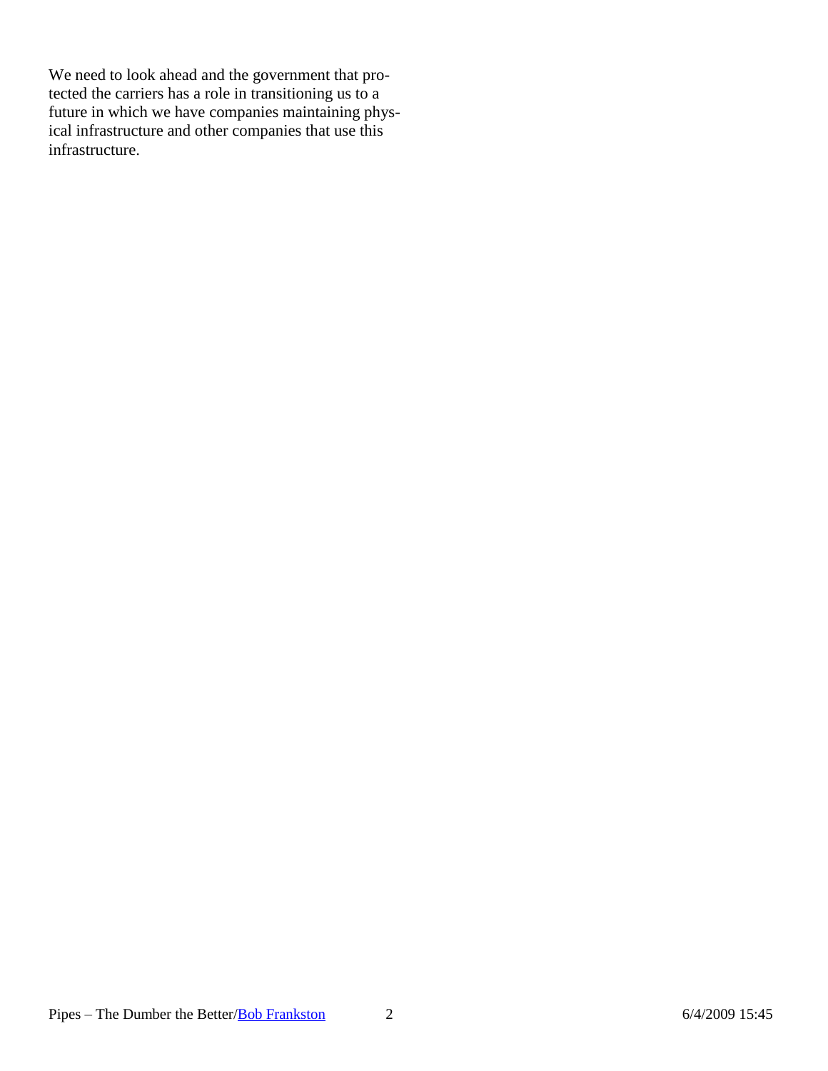We need to look ahead and the government that protected the carriers has a role in transitioning us to a future in which we have companies maintaining physical infrastructure and other companies that use this infrastructure.